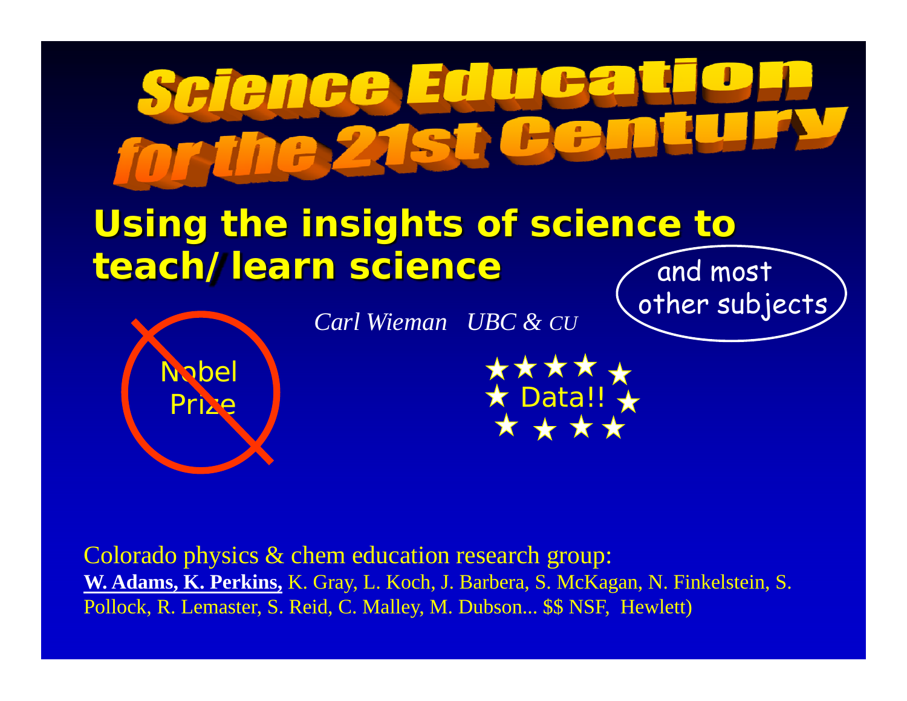# Science Education for the 21st Century

## Using the insights of science to teach/learn science

and most other subjects

*Carl Wieman UBC & CU*

Nobel Prize

★★★★★ ★ Data!! ★ ★★★★

Colorado physics & chem education research group:
**W. Adams, K. Perkins,** K. Gray, L. Koch, J. Barbera, S. McKagan, N. Finkelstein, S. Pollock, R. Lemaster, S. Reid, C. Malley, M. Dubson... $$ NSF, Hewlett)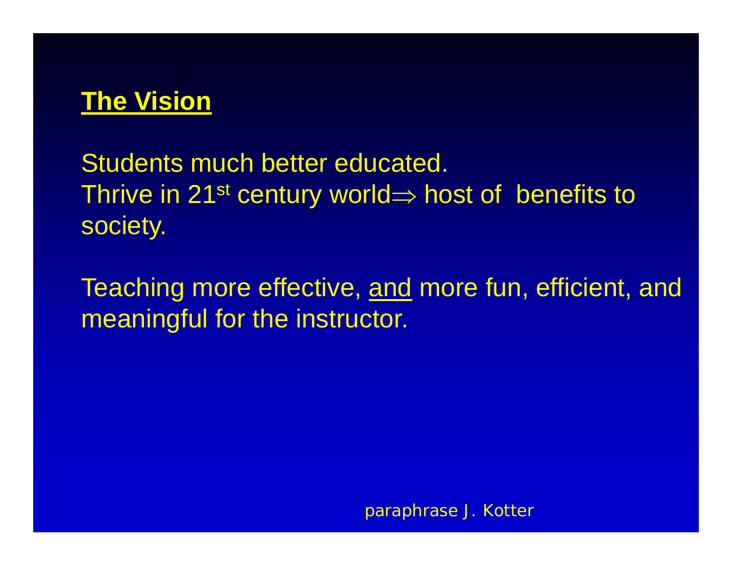## The Vision

Students much better educated.
Thrive in 21st century world $\Rightarrow$ host of benefits to society.

Teaching more effective, and more fun, efficient, and meaningful for the instructor.

paraphrase J. Kotter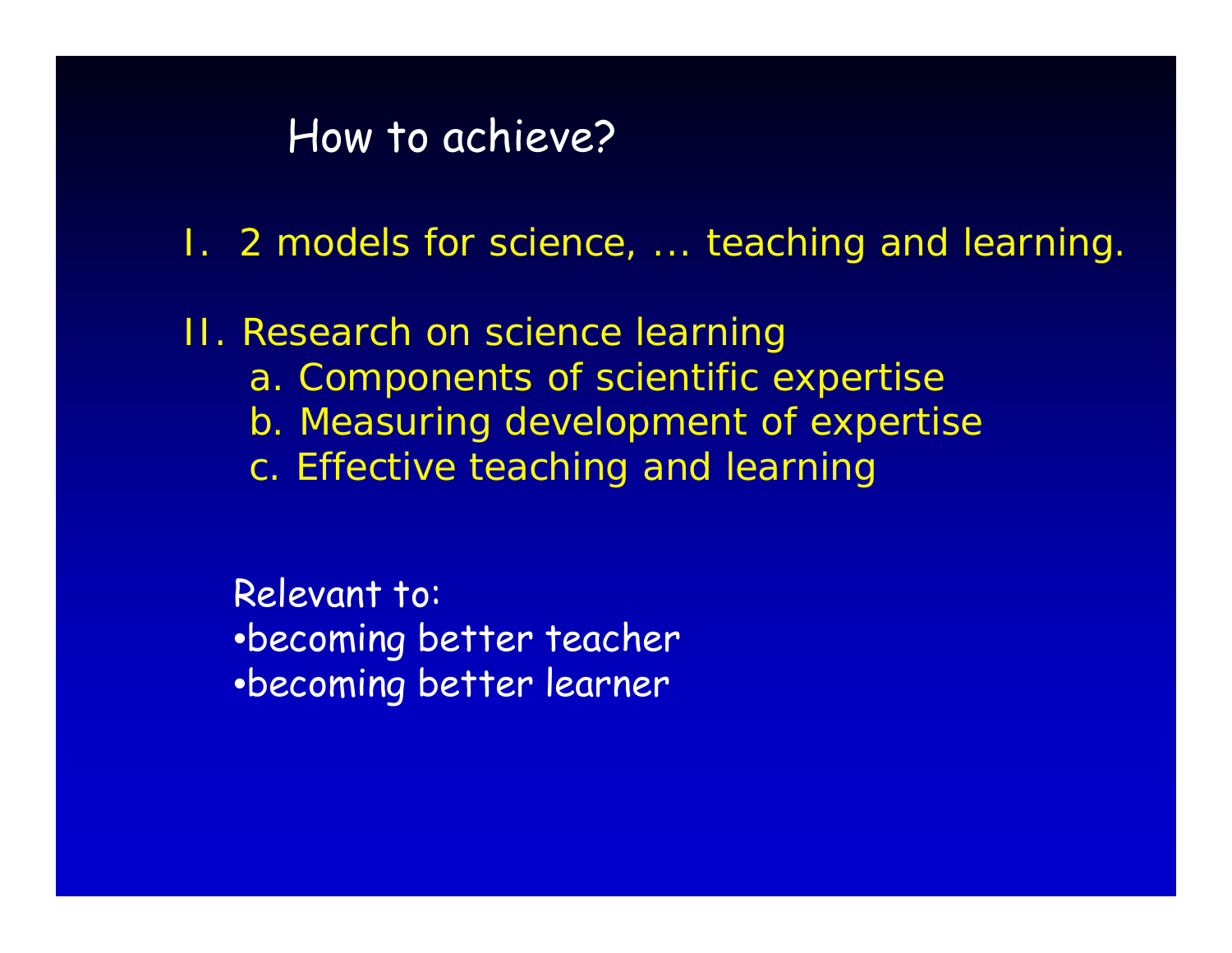# How to achieve?

I. 2 models for science, ... teaching and learning.

II. Research on science learning

  a. Components of scientific expertise

  b. Measuring development of expertise

  c. Effective teaching and learning

Relevant to:

- becoming better teacher
- becoming better learner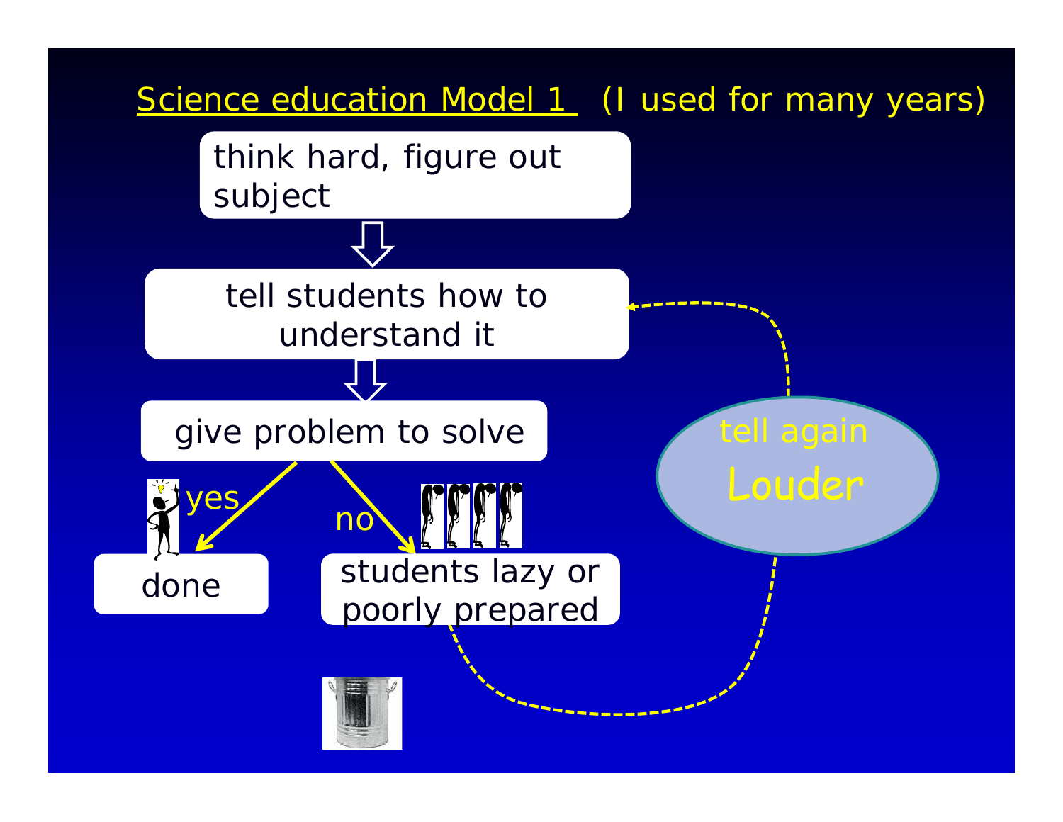## Science education Model 1 (I used for many years)

think hard, figure out subject

tell students how to understand it

give problem to solve

yes

no

done

students lazy or poorly prepared

tell again

Louder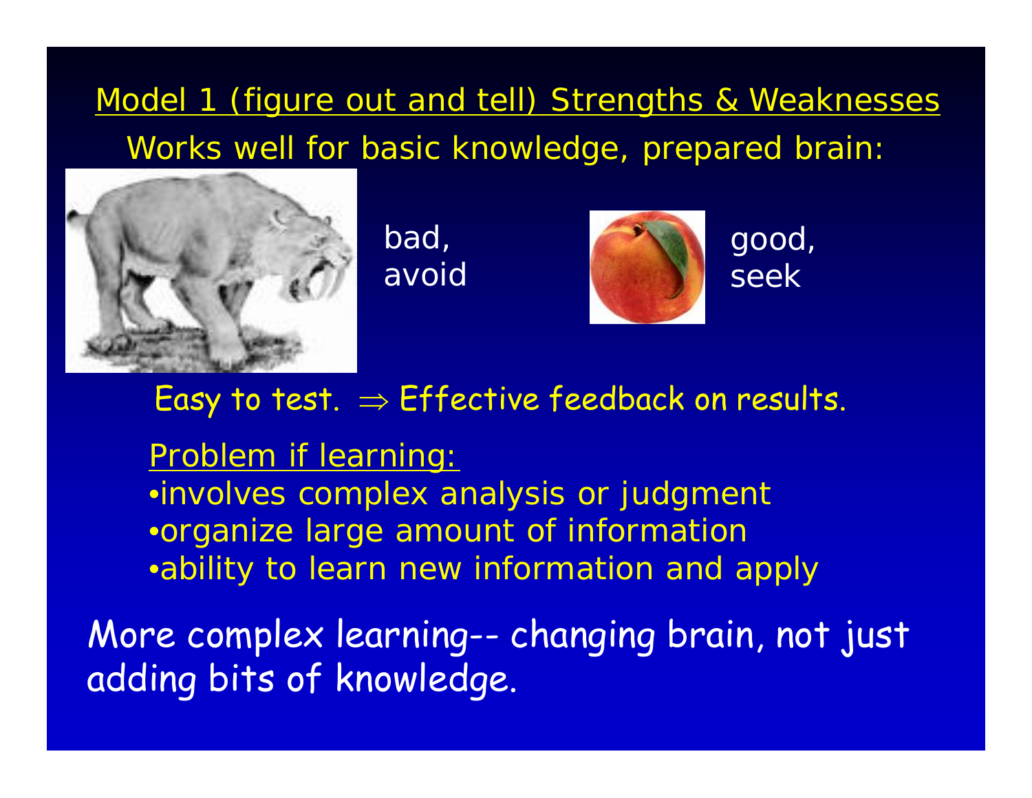## Model 1 (figure out and tell) Strengths & Weaknesses

Works well for basic knowledge, prepared brain:

bad, avoid

good, seek

Easy to test. $\Rightarrow$ Effective feedback on results.

Problem if learning:

- involves complex analysis or judgment
- organize large amount of information
- ability to learn new information and apply

More complex learning-- changing brain, not just adding bits of knowledge.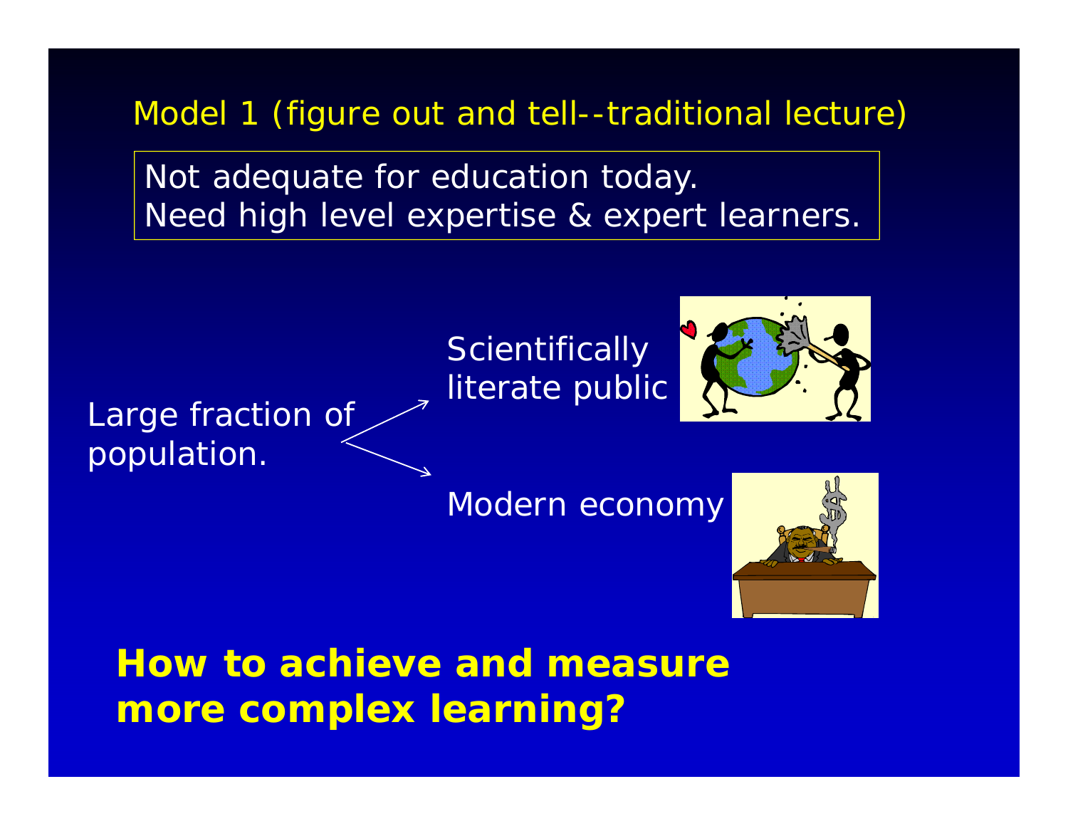## Model 1 (figure out and tell--traditional lecture)

Not adequate for education today.
Need high level expertise & expert learners.

Large fraction of population.

- Scientifically literate public
- Modern economy

**How to achieve and measure more complex learning?**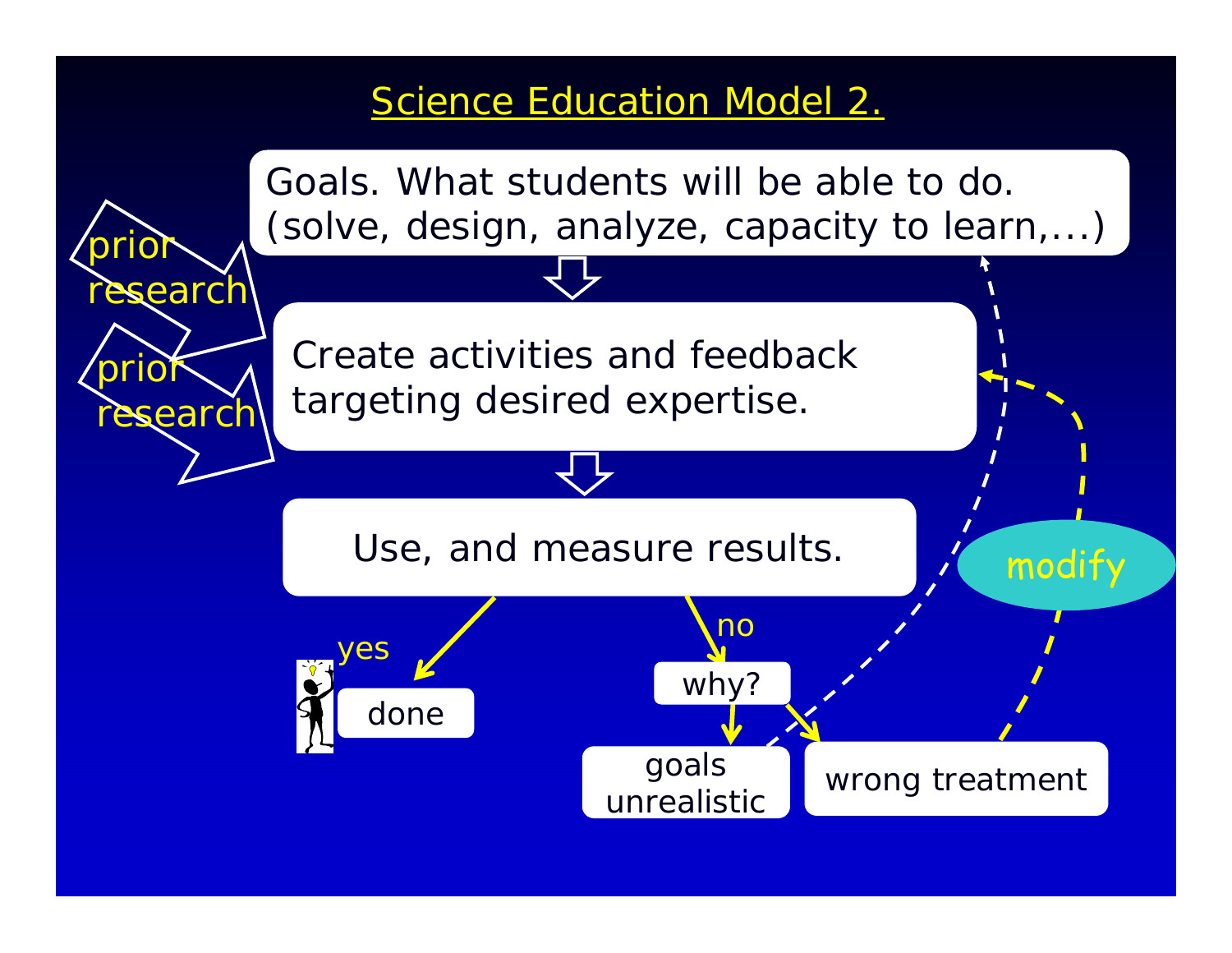# Science Education Model 2.

Goals. What students will be able to do.
(solve, design, analyze, capacity to learn,...)

prior research

prior research

Create activities and feedback targeting desired expertise.

Use, and measure results.

yes

done

no

why?

goals unrealistic

wrong treatment

modify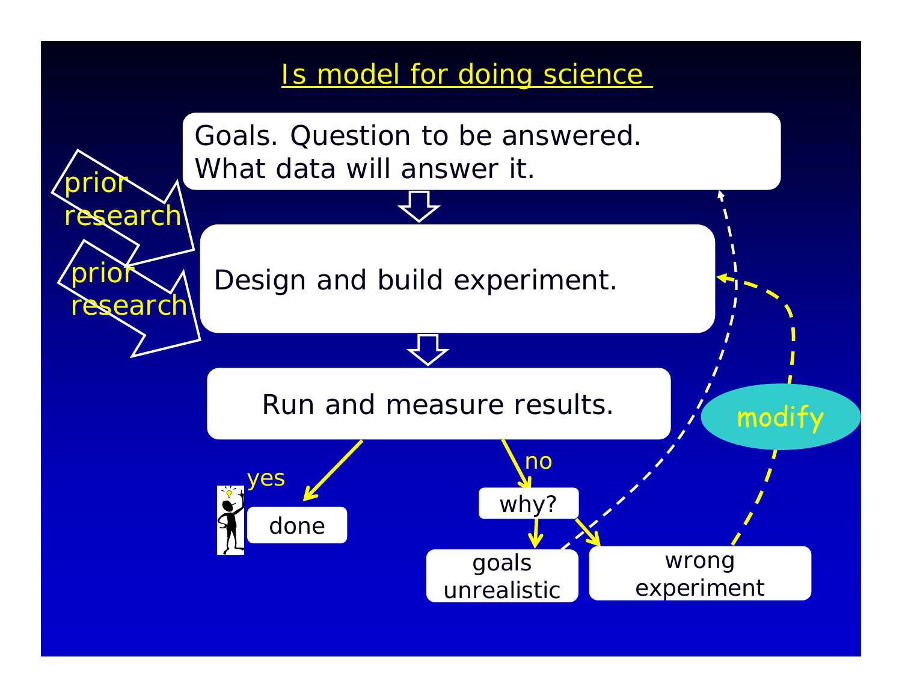# Is model for doing science

Goals. Question to be answered.
What data will answer it.

prior research

prior research

Design and build experiment.

Run and measure results.

yes

done

no

why?

goals unrealistic

wrong experiment

modify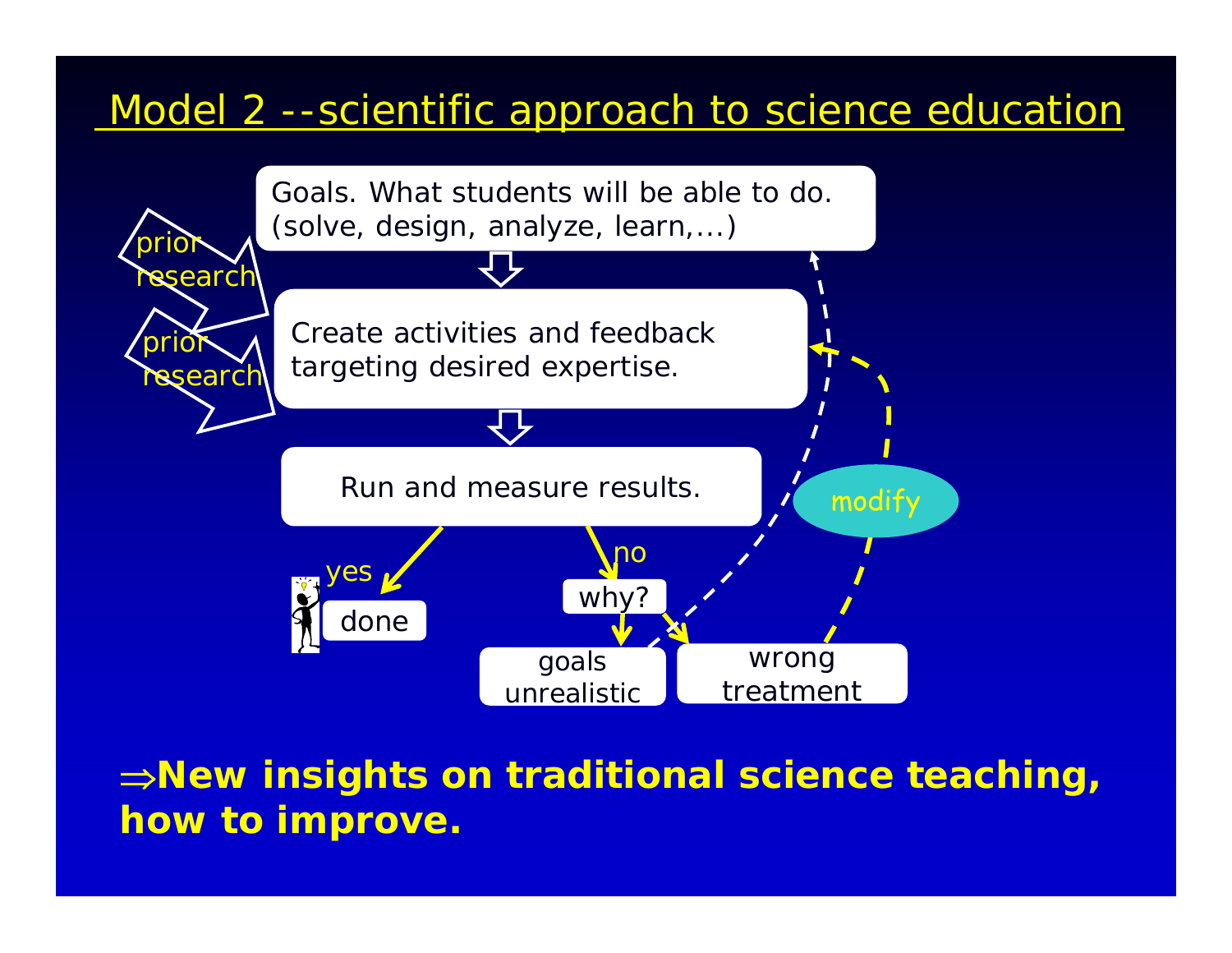# Model 2 --scientific approach to science education

Goals. What students will be able to do. (solve, design, analyze, learn,…)

prior research

Create activities and feedback targeting desired expertise.

prior research

Run and measure results.

yes

done

no

why?

goals unrealistic

wrong treatment

modify

**⇒New insights on traditional science teaching, how to improve.**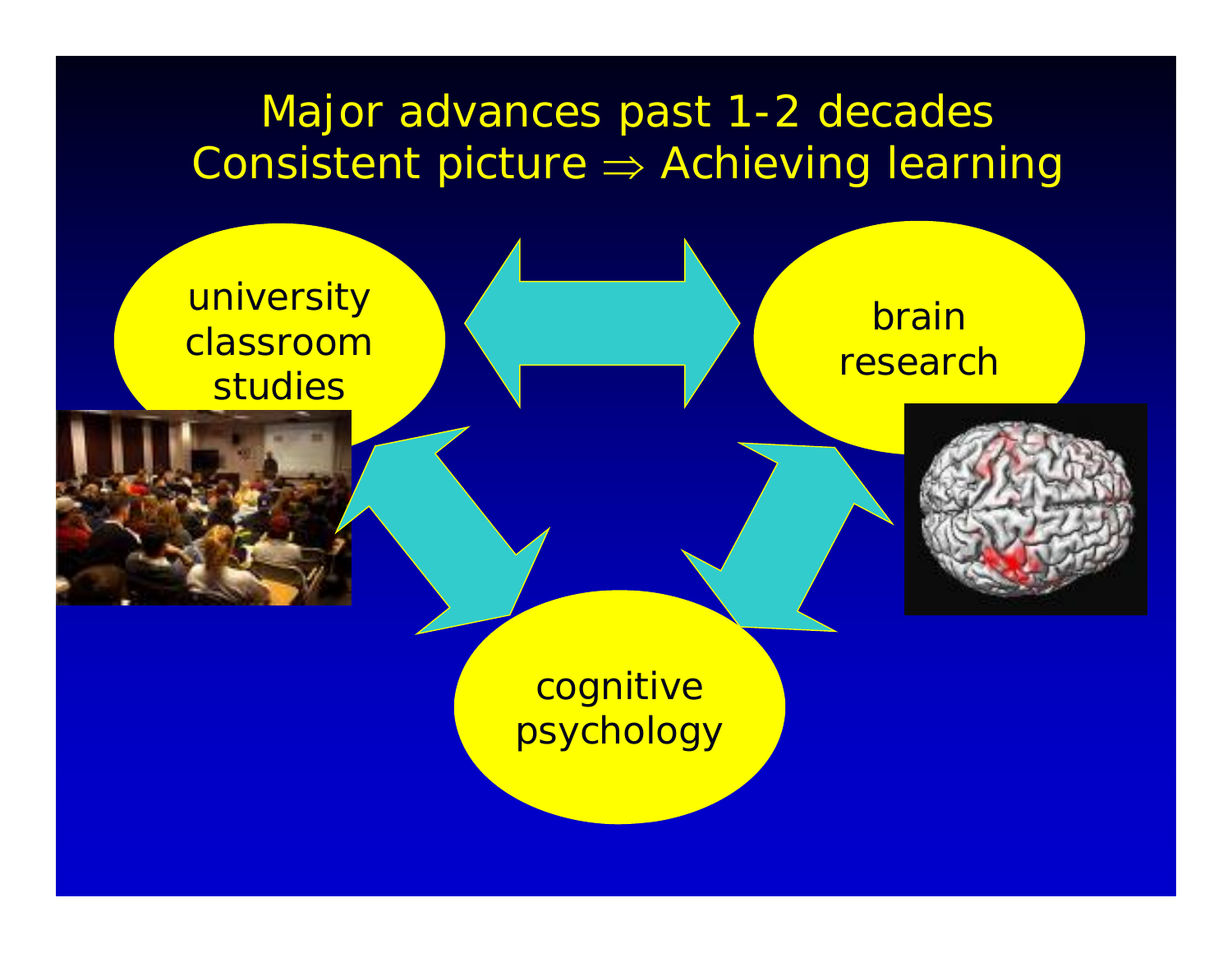# Major advances past 1-2 decades
# Consistent picture ⇒ Achieving learning

university classroom studies

brain research

cognitive psychology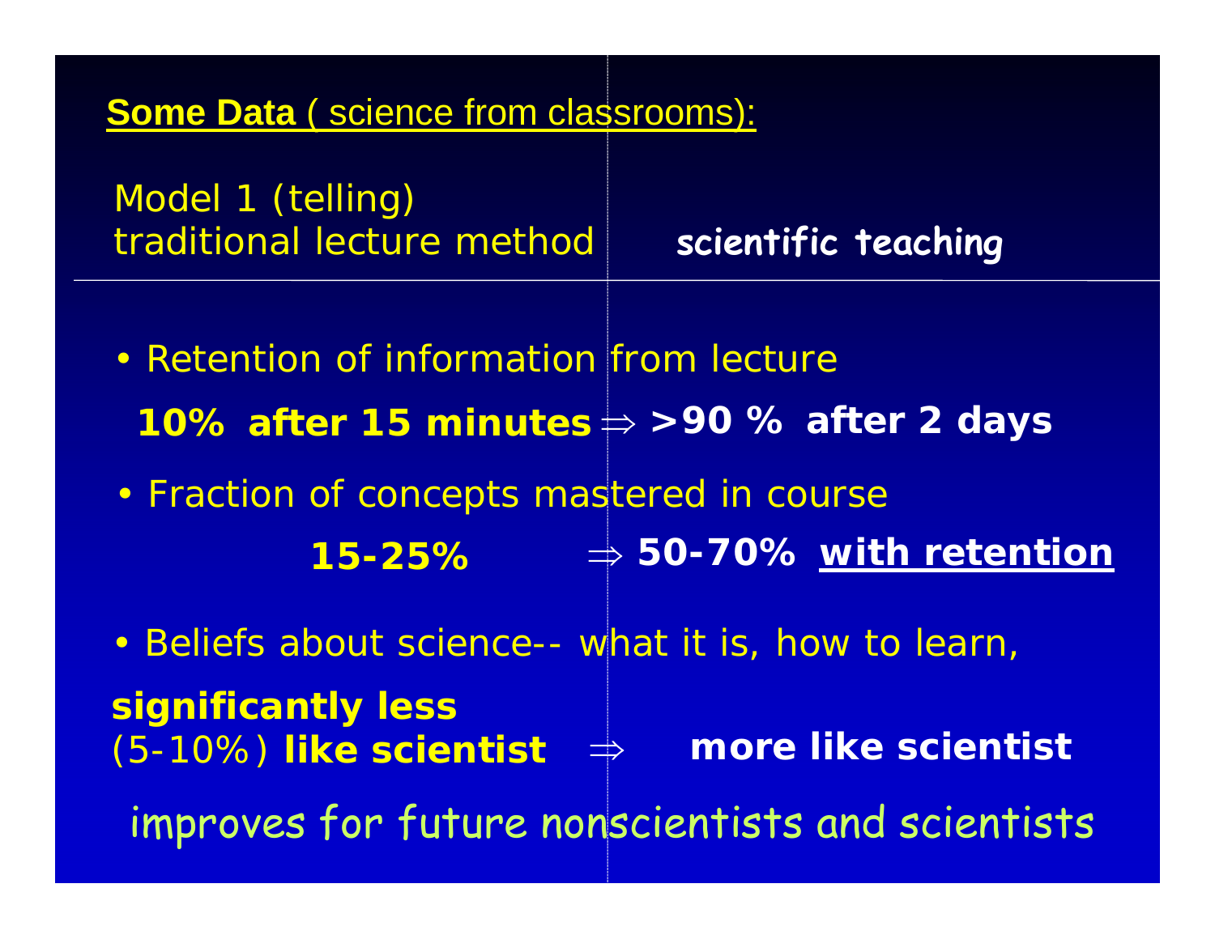**Some Data** ( science from classrooms):

Model 1 (telling)
traditional lecture method → **scientific teaching**

- Retention of information from lecture

  **10% after 15 minutes** $\Rightarrow$ **>90 % after 2 days**

- Fraction of concepts mastered in course

  **15-25%** $\Rightarrow$ **50-70% with retention**

- Beliefs about science-- what it is, how to learn,

  **significantly less** (5-10%) **like scientist** $\Rightarrow$ **more like scientist**

improves for future nonscientists and scientists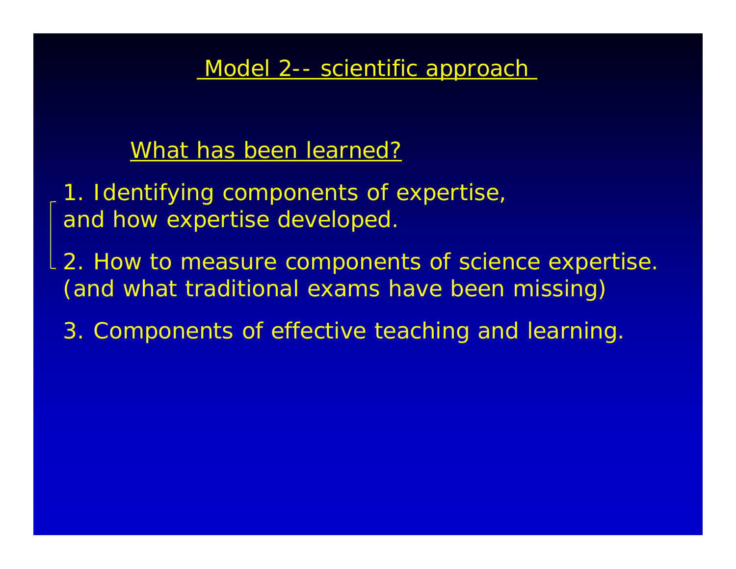# Model 2-- scientific approach

## What has been learned?

1. Identifying components of expertise, and how expertise developed.
2. How to measure components of science expertise. (and what traditional exams have been missing)
3. Components of effective teaching and learning.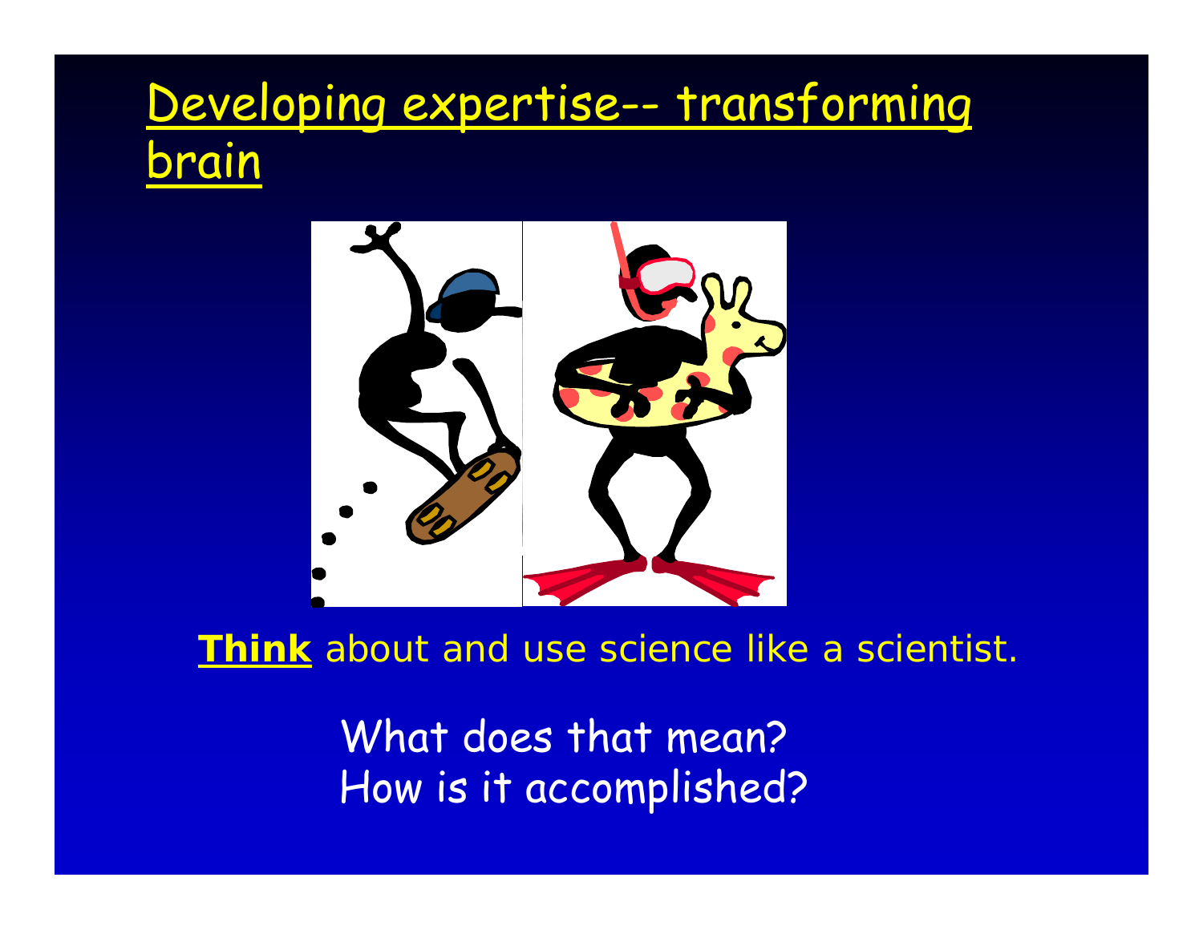# Developing expertise-- transforming brain

**Think** about and use science like a scientist.

What does that mean?
How is it accomplished?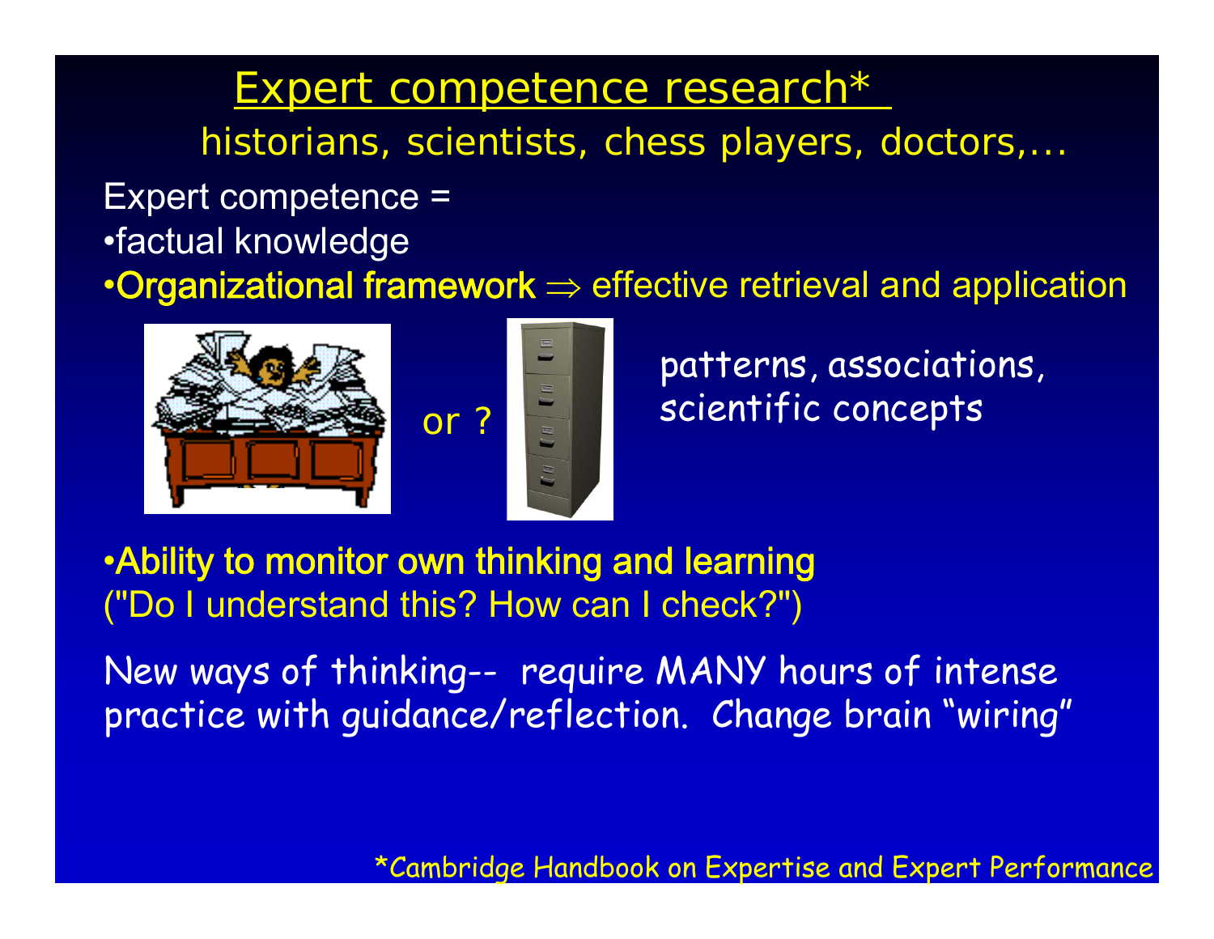# Expert competence research*

historians, scientists, chess players, doctors,...

Expert competence =

- factual knowledge
- **Organizational framework** ⇒ effective retrieval and application

or ?

patterns, associations, scientific concepts

- **Ability to monitor own thinking and learning**
("Do I understand this? How can I check?")

New ways of thinking-- require MANY hours of intense practice with guidance/reflection. Change brain "wiring"

*Cambridge Handbook on Expertise and Expert Performance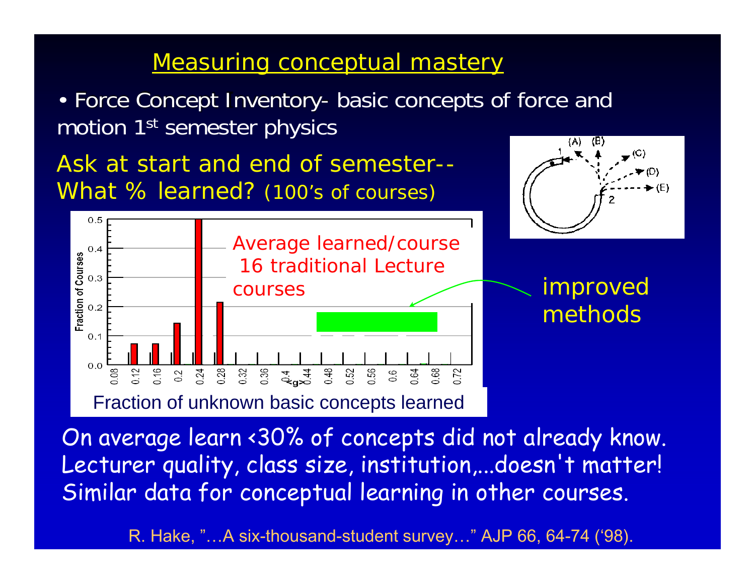## Measuring conceptual mastery

- Force Concept Inventory- basic concepts of force and motion 1st semester physics

Ask at start and end of semester-- What % learned? (100's of courses)

Fraction of Courses

0.5
0.4
0.3
0.2
0.1
0.0

0.08 0.12 0.16 0.2 0.24 0.28 0.32 0.36 0.4 0.44 0.48 0.52 0.56 0.6 0.64 0.68 0.72

<g>

Average learned/course 16 traditional Lecture courses

improved methods

(A) (B) (C) (D) (E)

1

2

Fraction of unknown basic concepts learned

On average learn <30% of concepts did not already know.
Lecturer quality, class size, institution,...doesn't matter!
Similar data for conceptual learning in other courses.

R. Hake, "…A six-thousand-student survey…" AJP 66, 64-74 ('98).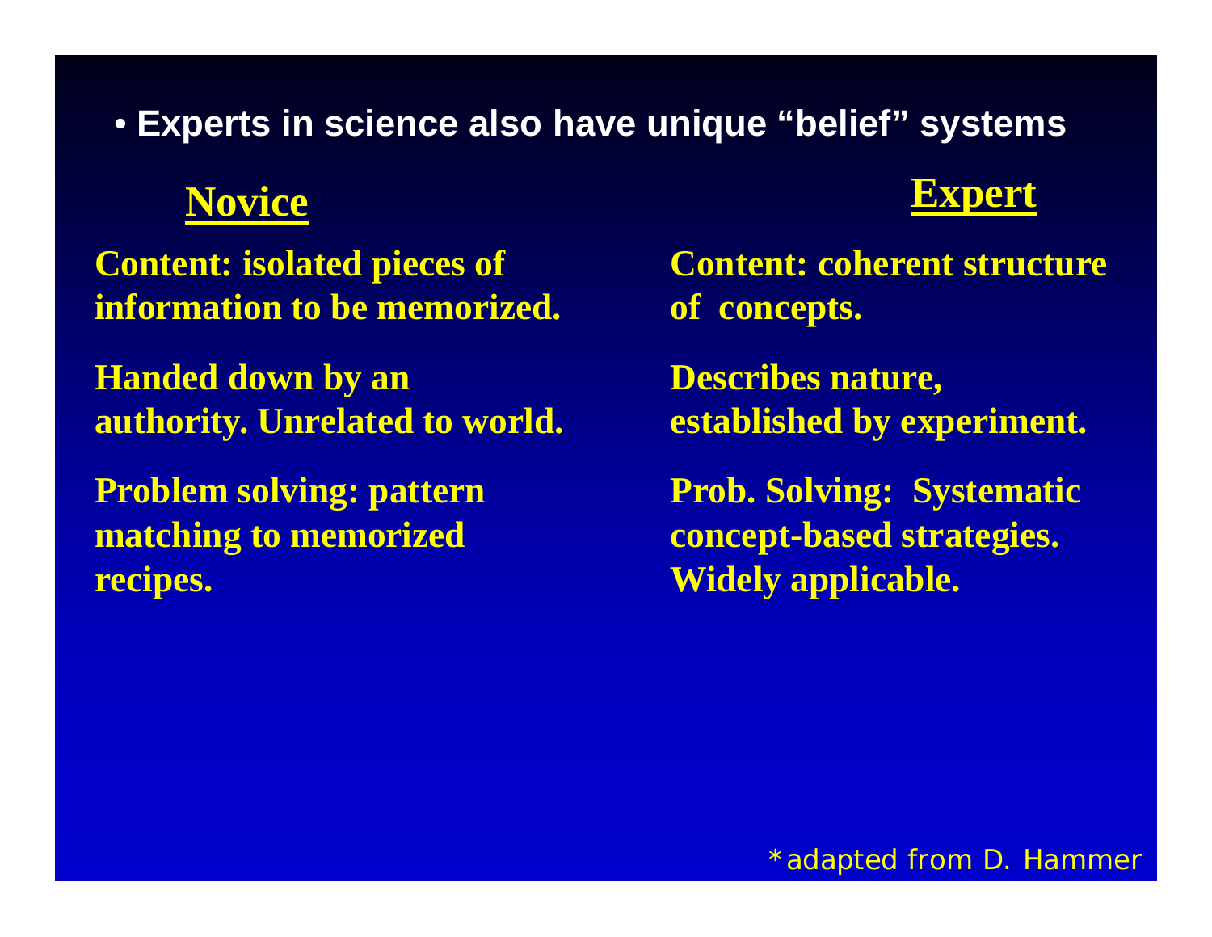- Experts in science also have unique “belief” systems

| Novice | Expert |
| --- | --- |
| Content: isolated pieces of information to be memorized. | Content: coherent structure of concepts. |
| Handed down by an authority. Unrelated to world. | Describes nature, established by experiment. |
| Problem solving: pattern matching to memorized recipes. | Prob. Solving: Systematic concept-based strategies. Widely applicable. |

*adapted from D. Hammer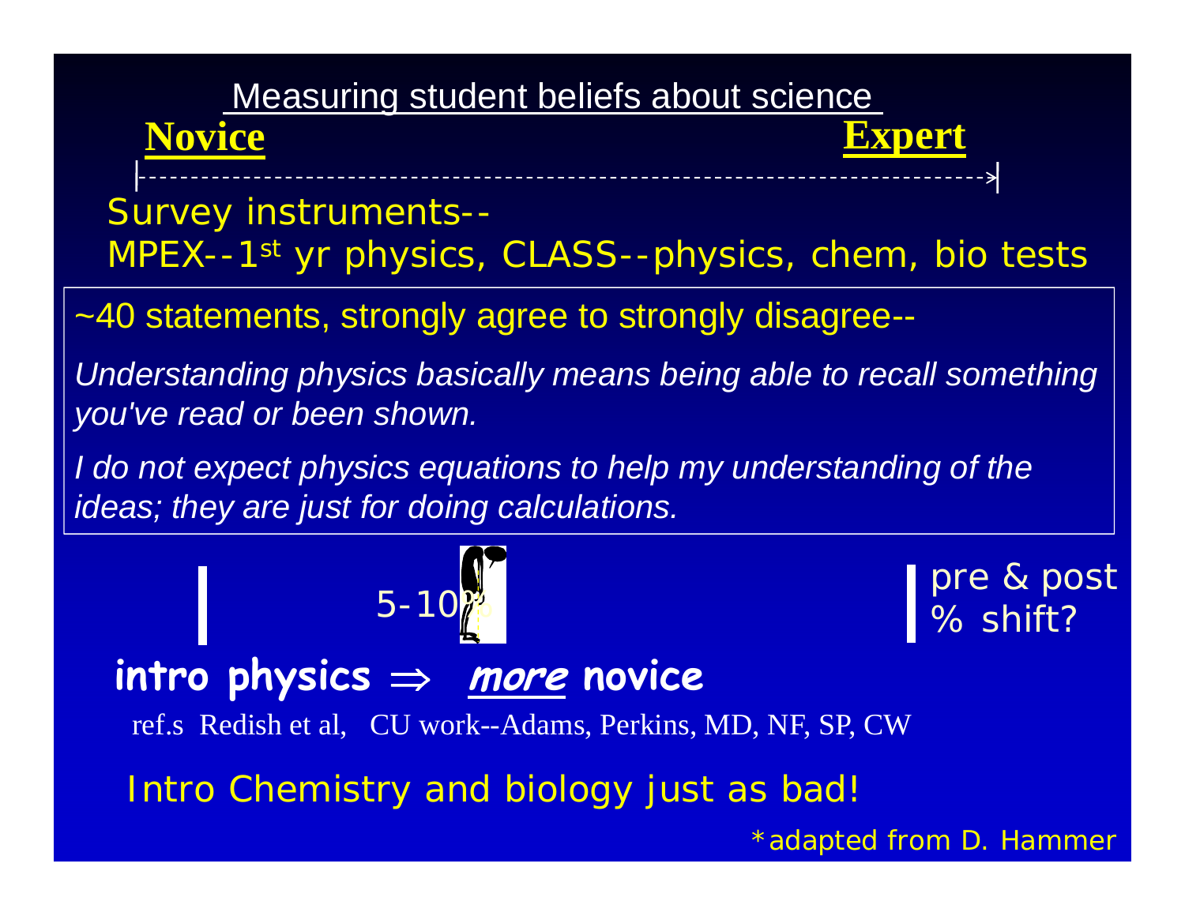## Measuring student beliefs about science

**Novice** ---------------------------------------------------> **Expert**

Survey instruments--
MPEX--1st yr physics, CLASS--physics, chem, bio tests

~40 statements, strongly agree to strongly disagree--

*Understanding physics basically means being able to recall something you've read or been shown.*

*I do not expect physics equations to help my understanding of the ideas; they are just for doing calculations.*

5-10%

pre & post % shift?

**intro physics ⇒ *more* novice**

ref.s Redish et al, CU work--Adams, Perkins, MD, NF, SP, CW

Intro Chemistry and biology just as bad!

*adapted from D. Hammer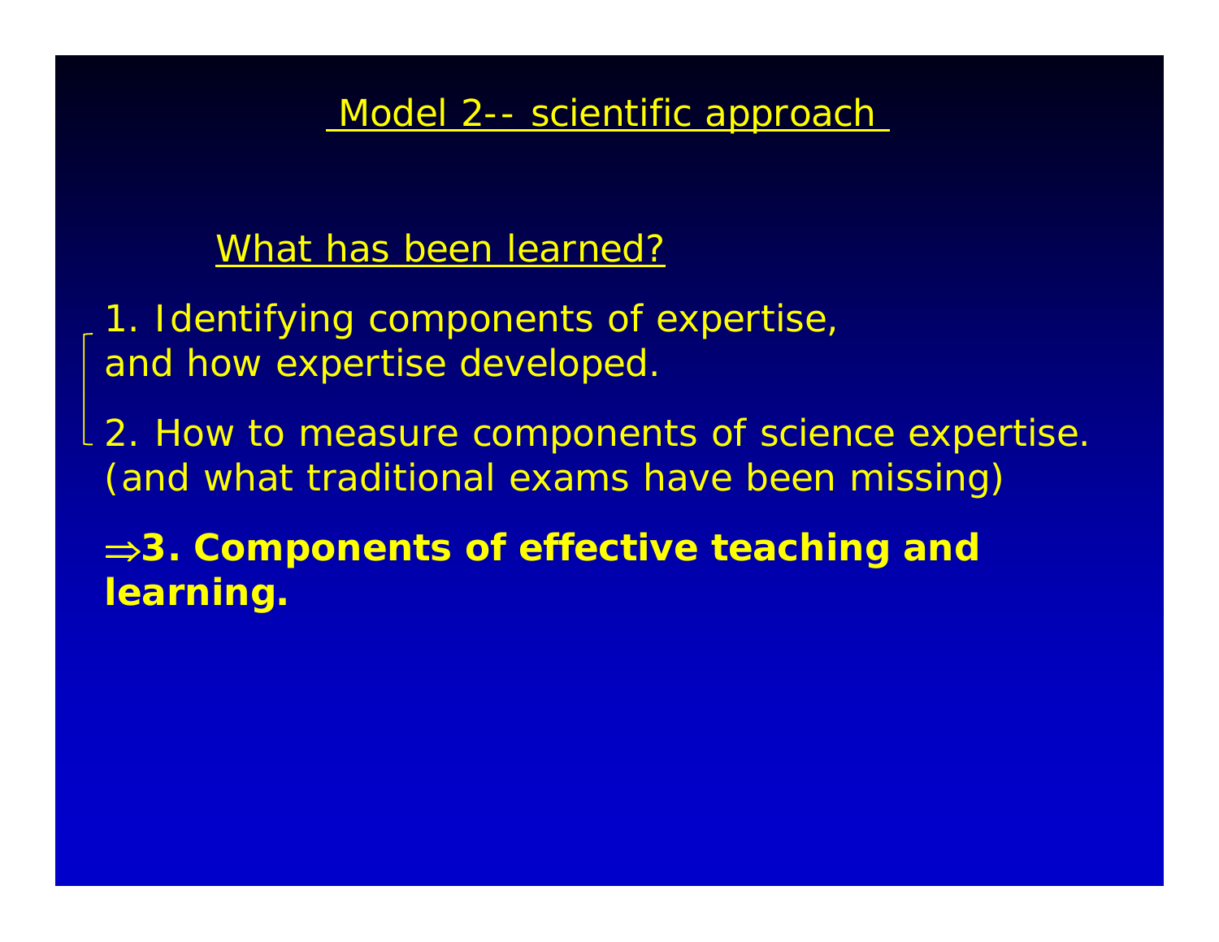# Model 2-- scientific approach

## What has been learned?

1. Identifying components of expertise, and how expertise developed.

2. How to measure components of science expertise. (and what traditional exams have been missing)

**⇒3. Components of effective teaching and learning.**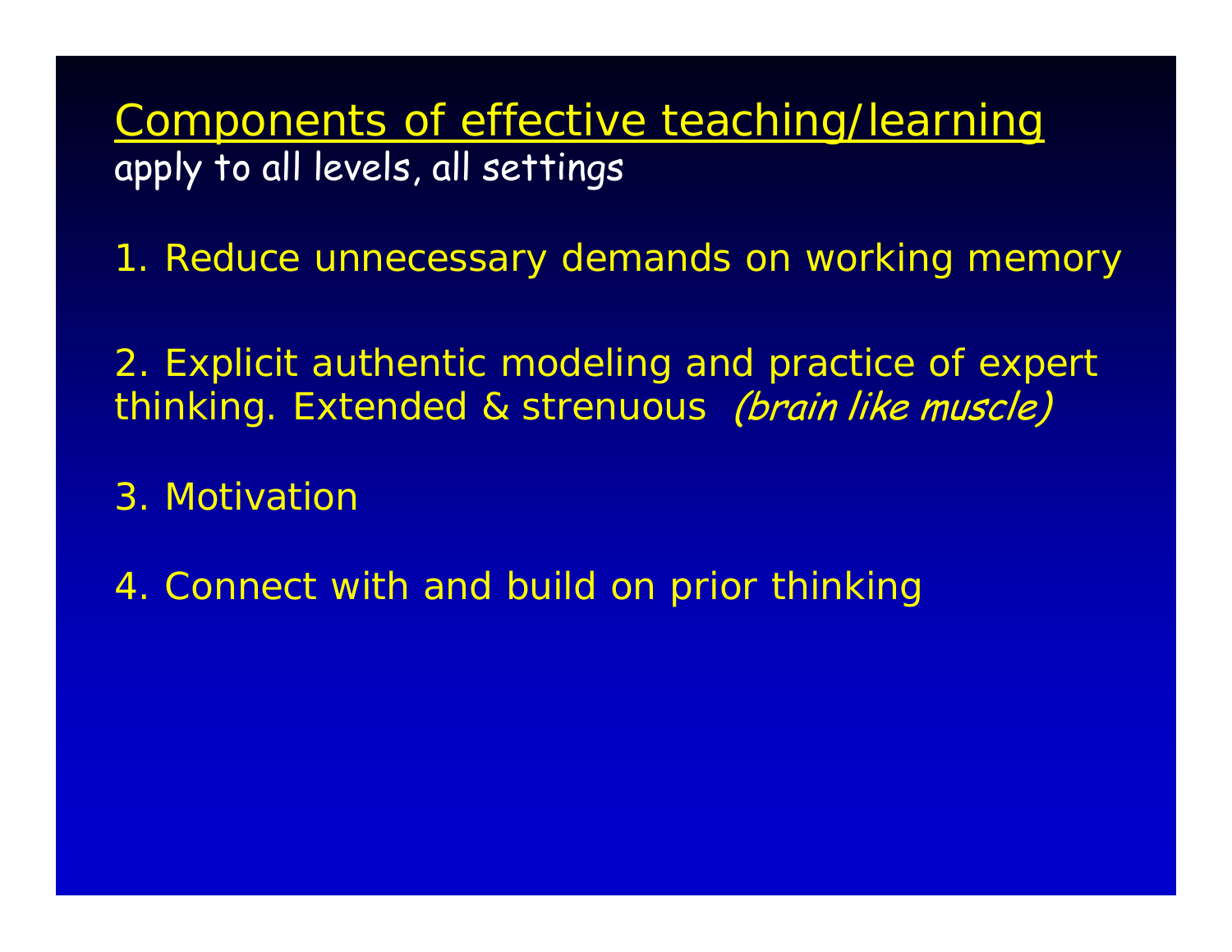## Components of effective teaching/learning

apply to all levels, all settings

1. Reduce unnecessary demands on working memory

2. Explicit authentic modeling and practice of expert thinking. Extended & strenuous *(brain like muscle)*

3. Motivation

4. Connect with and build on prior thinking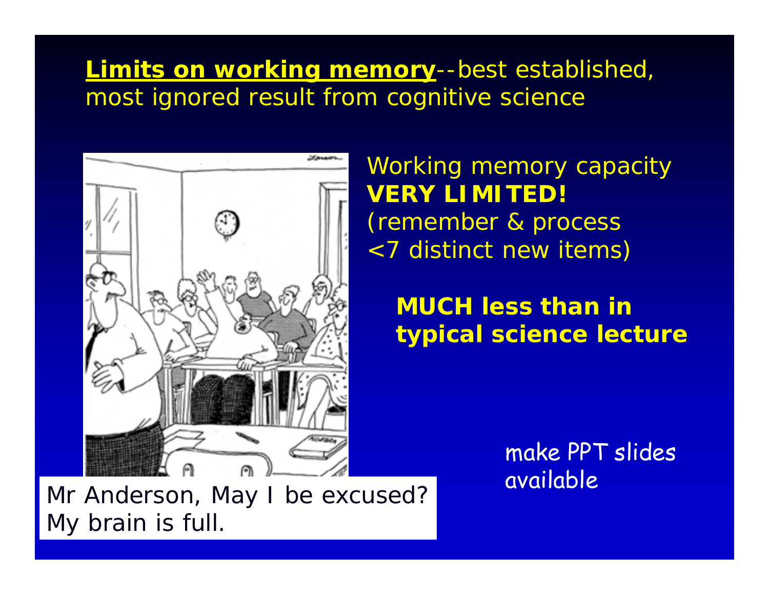**Limits on working memory**--best established, most ignored result from cognitive science

Working memory capacity **VERY LIMITED!** (remember & process <7 distinct new items)

**MUCH less than in typical science lecture**

Mr Anderson, May I be excused? My brain is full.

make PPT slides available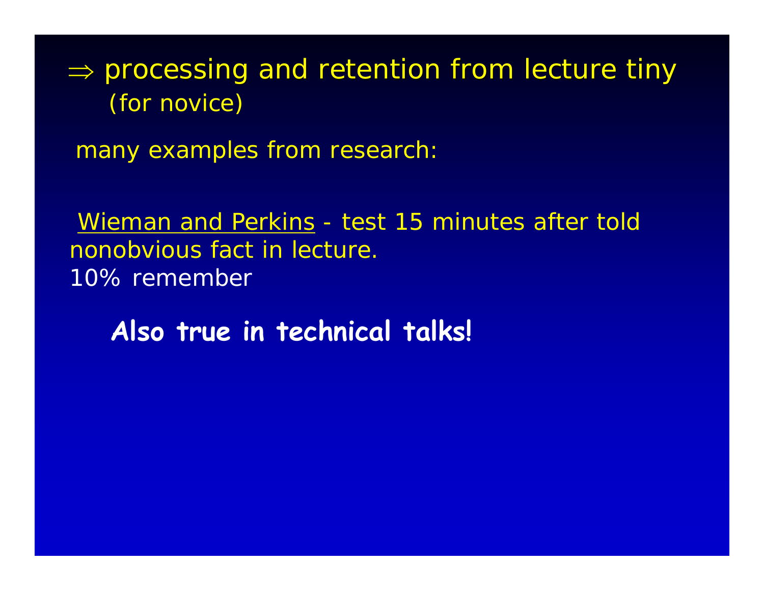$\Rightarrow$ processing and retention from lecture tiny (for novice)

many examples from research:

Wieman and Perkins - test 15 minutes after told nonobvious fact in lecture.
10% remember

**Also true in technical talks!**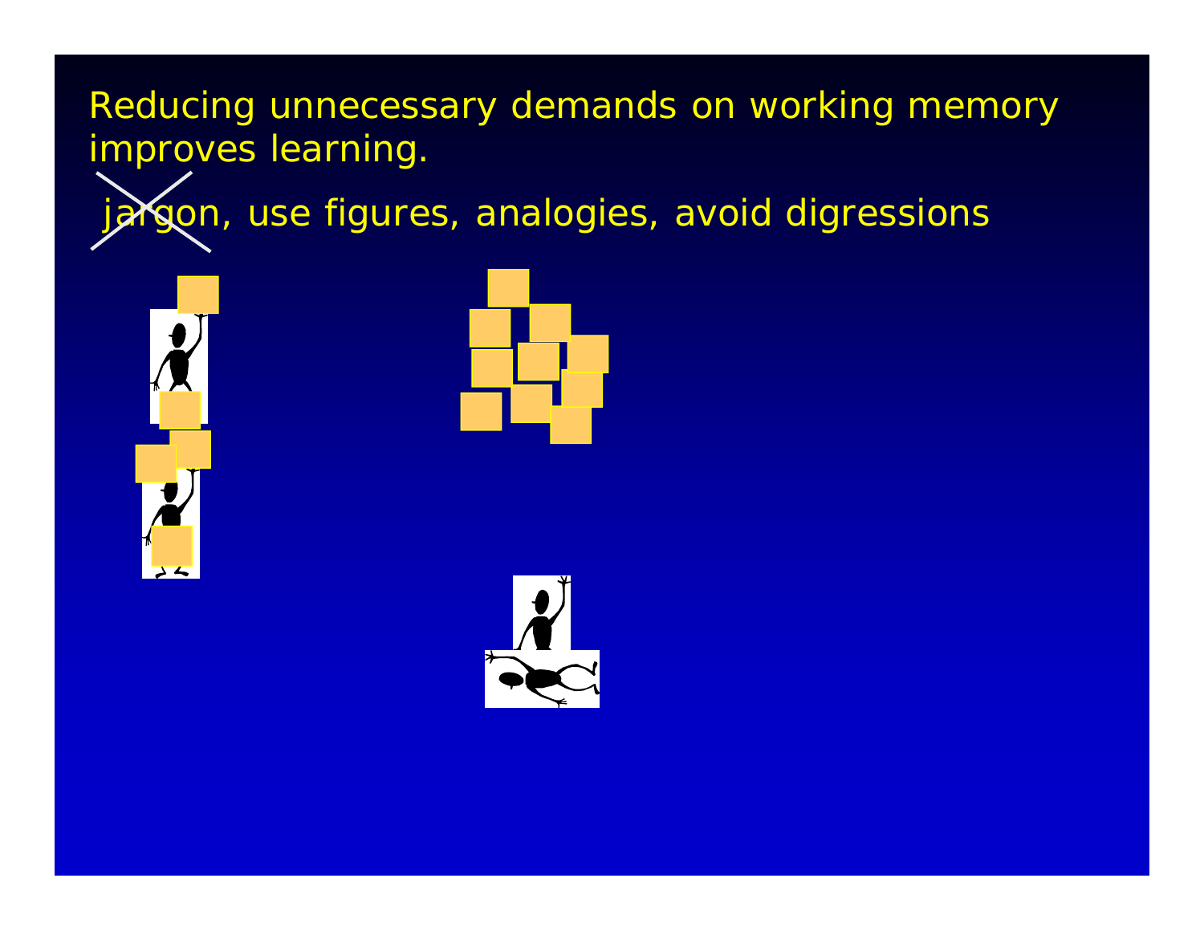Reducing unnecessary demands on working memory improves learning.

jargon, use figures, analogies, avoid digressions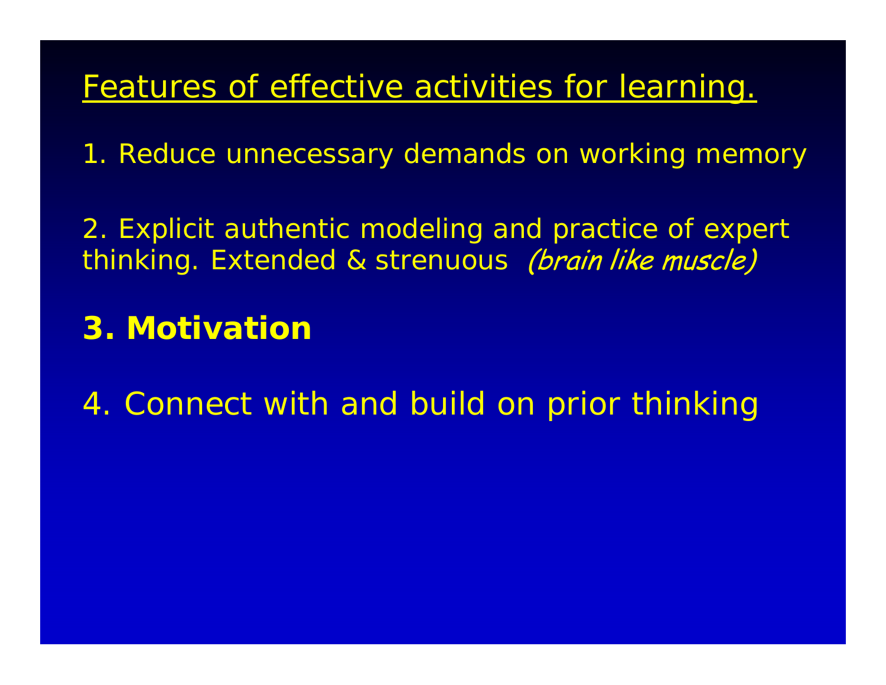## Features of effective activities for learning.

1. Reduce unnecessary demands on working memory

2. Explicit authentic modeling and practice of expert thinking. Extended & strenuous *(brain like muscle)*

**3. Motivation**

4. Connect with and build on prior thinking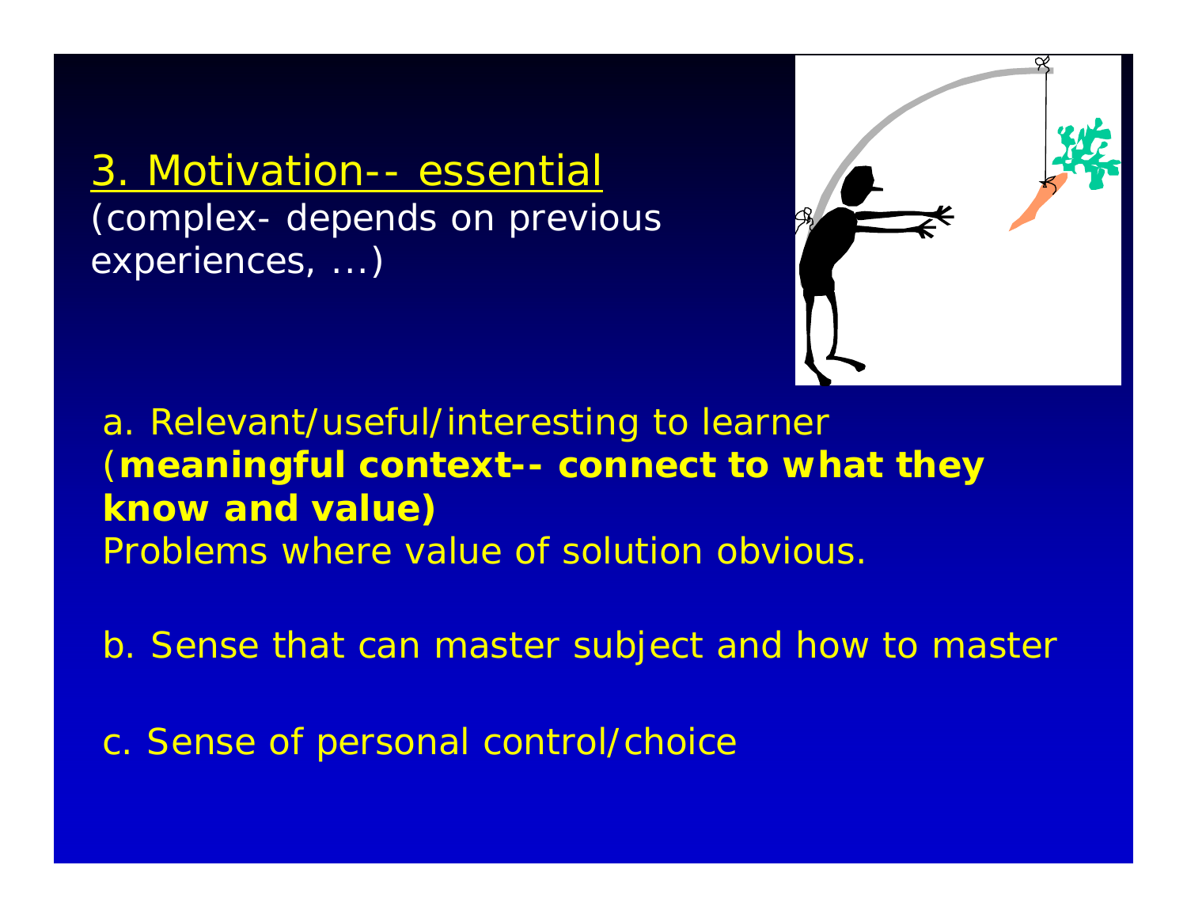## 3. Motivation-- essential

(complex- depends on previous experiences, ...)

a. Relevant/useful/interesting to learner (**meaningful context-- connect to what they know and value)**
Problems where value of solution obvious.

b. Sense that can master subject and how to master

c. Sense of personal control/choice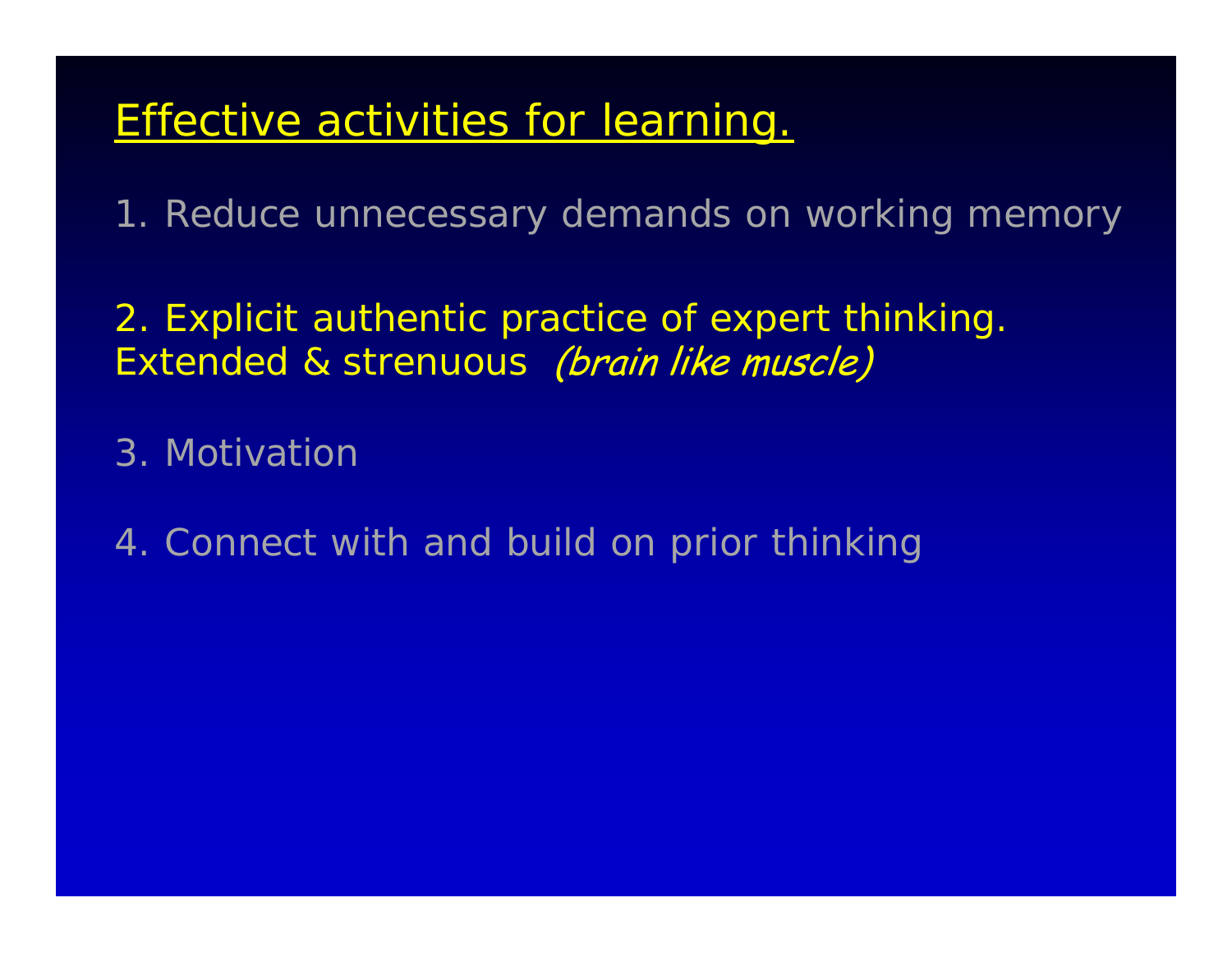# Effective activities for learning.

1. Reduce unnecessary demands on working memory

2. Explicit authentic practice of expert thinking. Extended & strenuous *(brain like muscle)*

3. Motivation

4. Connect with and build on prior thinking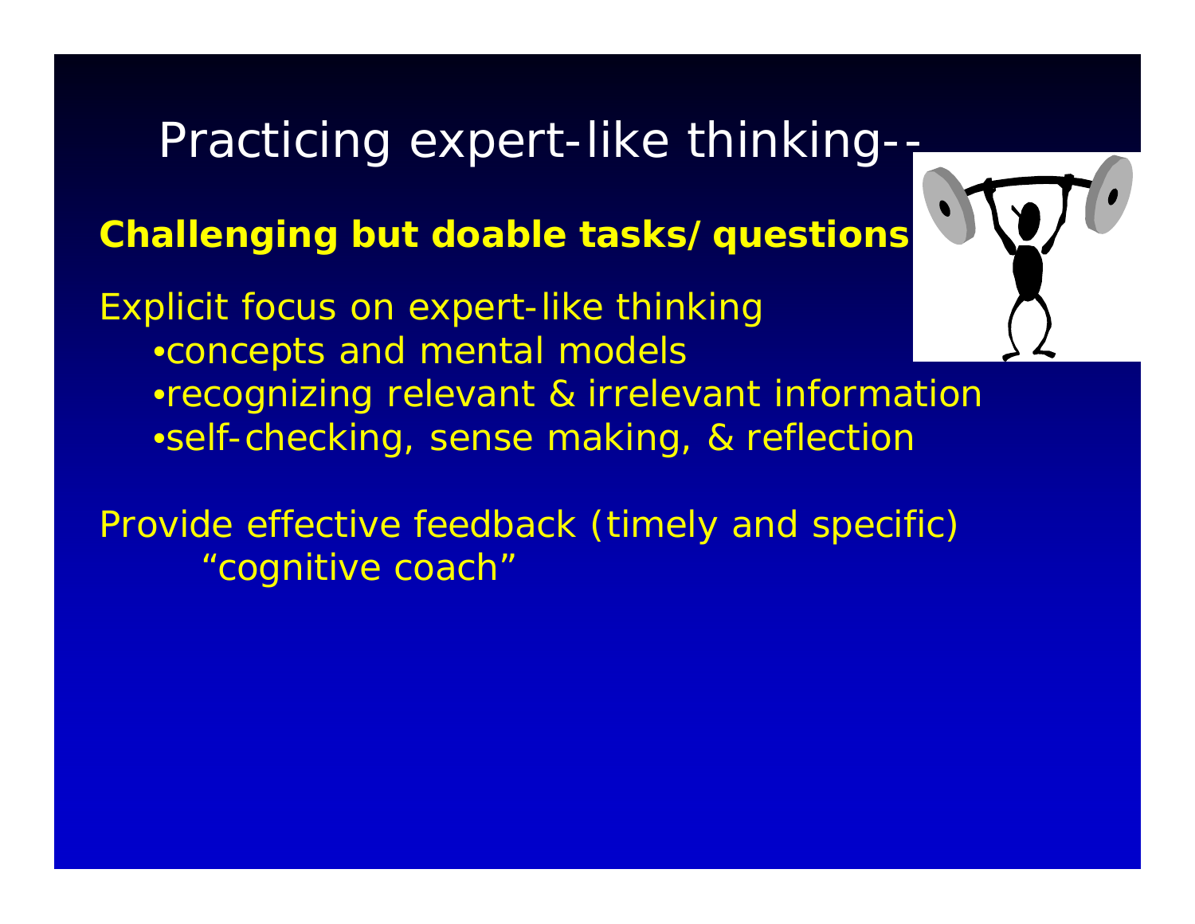# Practicing expert-like thinking--

**Challenging but doable tasks/questions**

Explicit focus on expert-like thinking

- concepts and mental models
- recognizing relevant & irrelevant information
- self-checking, sense making, & reflection

Provide effective feedback (timely and specific)
"cognitive coach"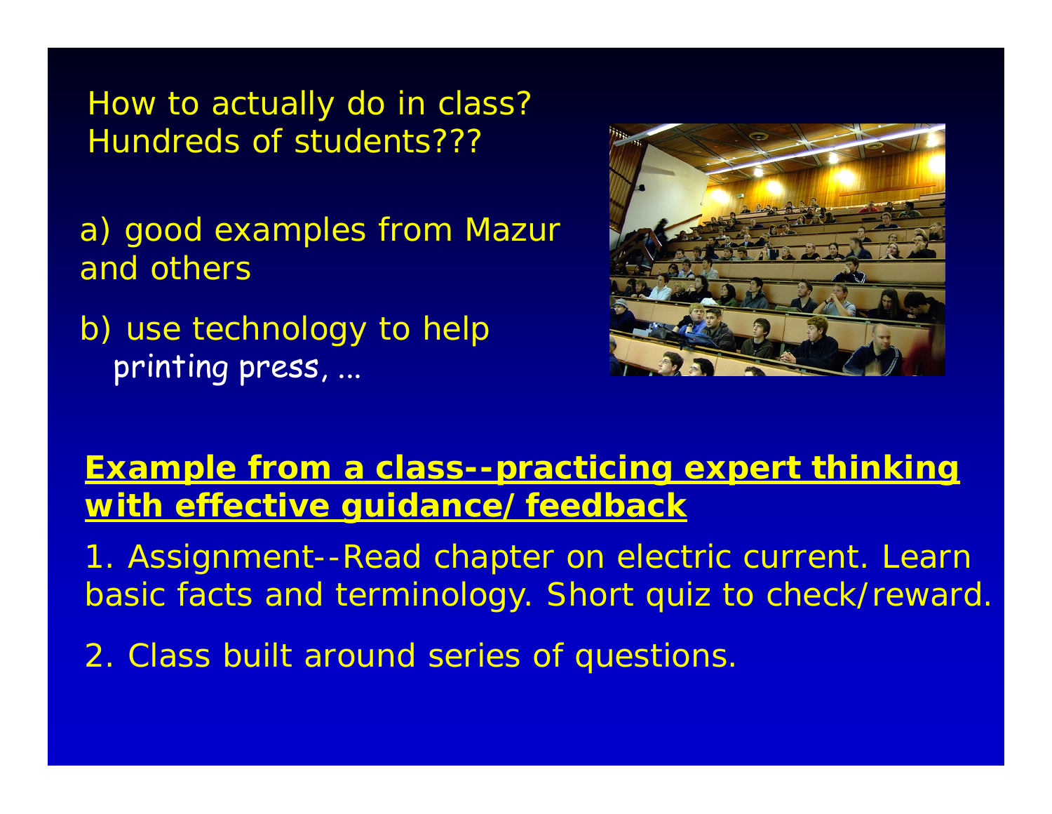How to actually do in class?
Hundreds of students???

a) good examples from Mazur and others

b) use technology to help
printing press, …

**Example from a class--practicing expert thinking with effective guidance/ feedback**

1. Assignment--Read chapter on electric current. Learn basic facts and terminology. Short quiz to check/reward.

2. Class built around series of questions.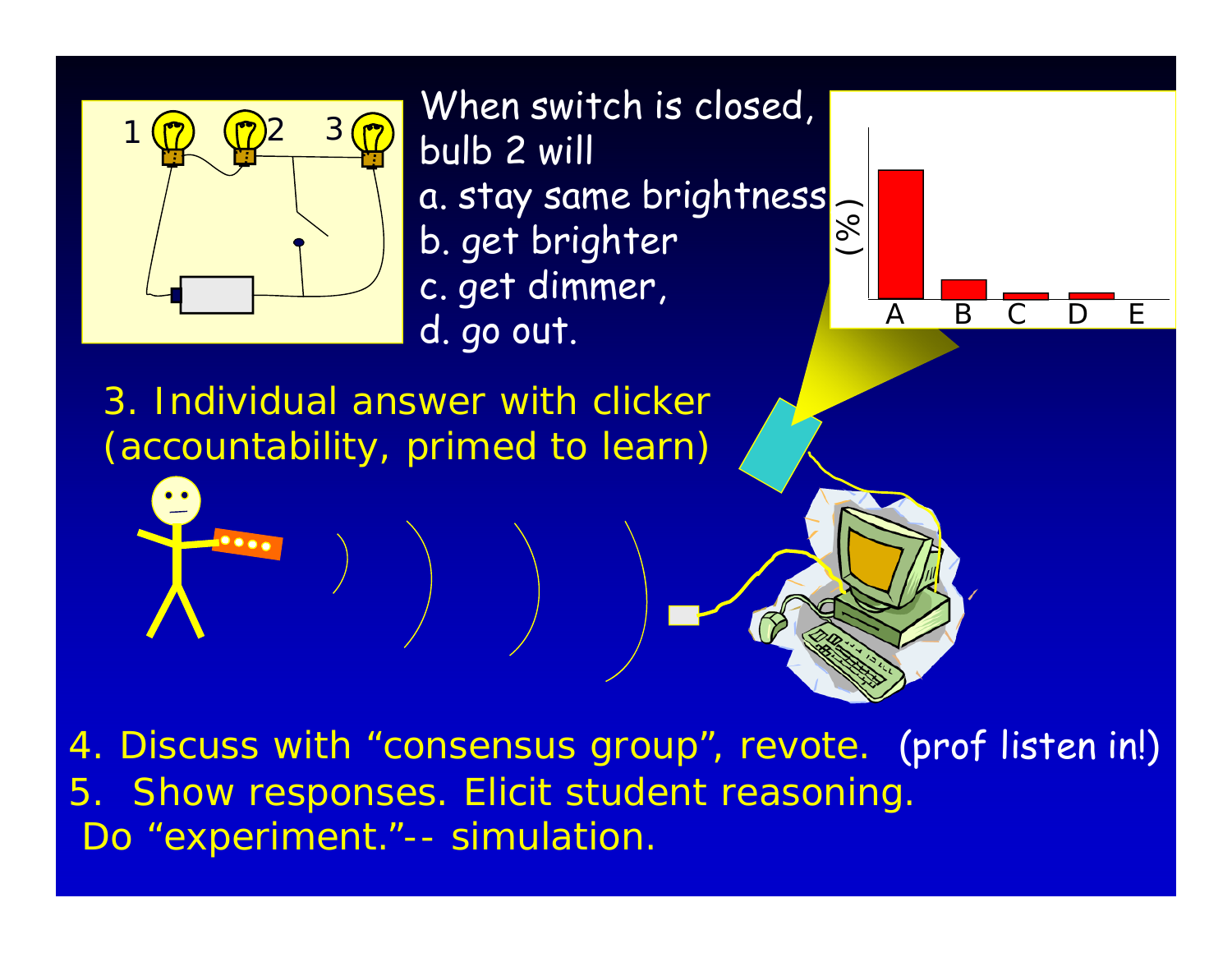When switch is closed, bulb 2 will

a. stay same brightness,
b. get brighter
c. get dimmer,
d. go out.

3. Individual answer with clicker (accountability, primed to learn)

4. Discuss with "consensus group", revote. (prof listen in!)
5. Show responses. Elicit student reasoning. Do "experiment."-- simulation.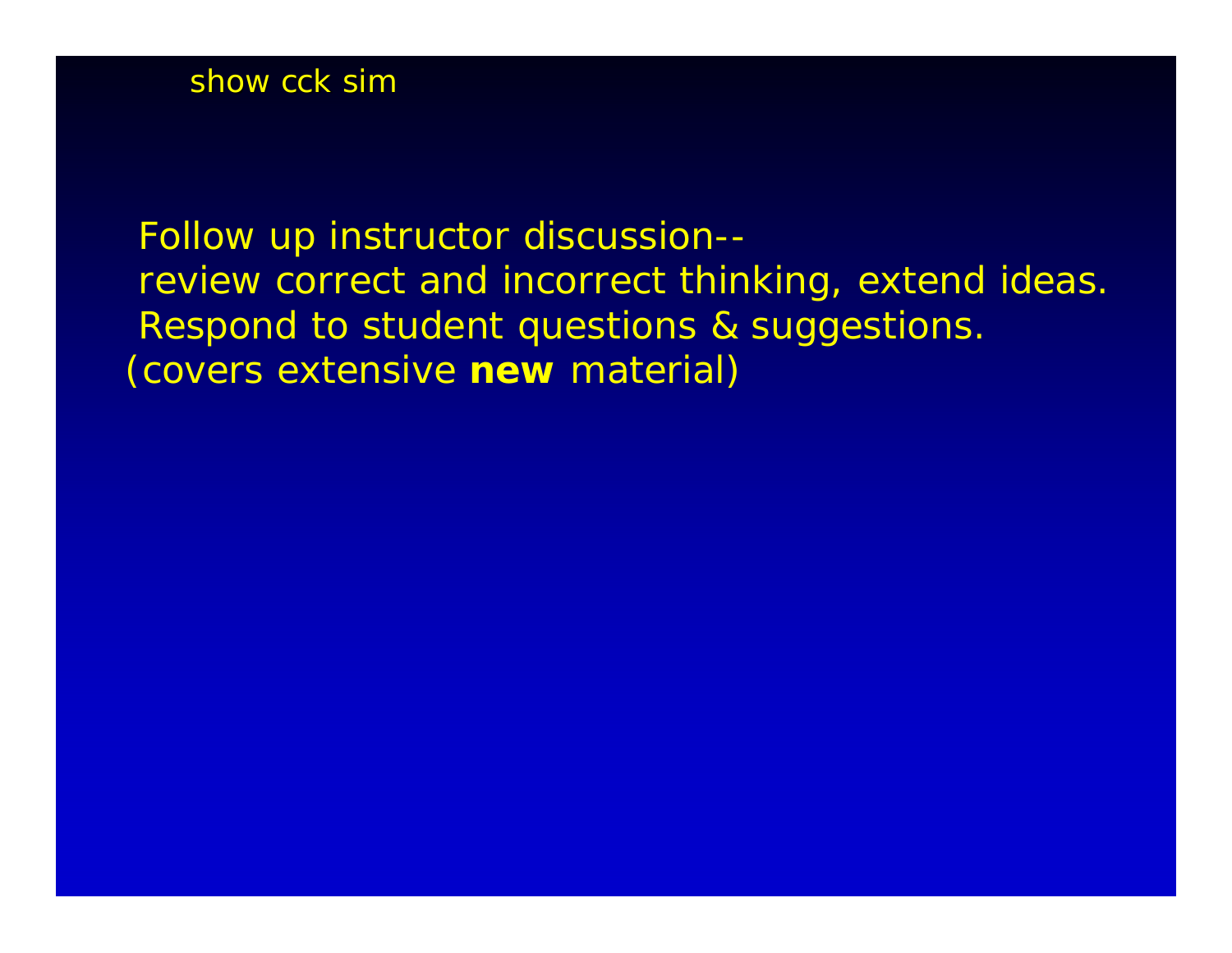show cck sim

Follow up instructor discussion--
review correct and incorrect thinking, extend ideas.
Respond to student questions & suggestions.
(covers extensive **new** material)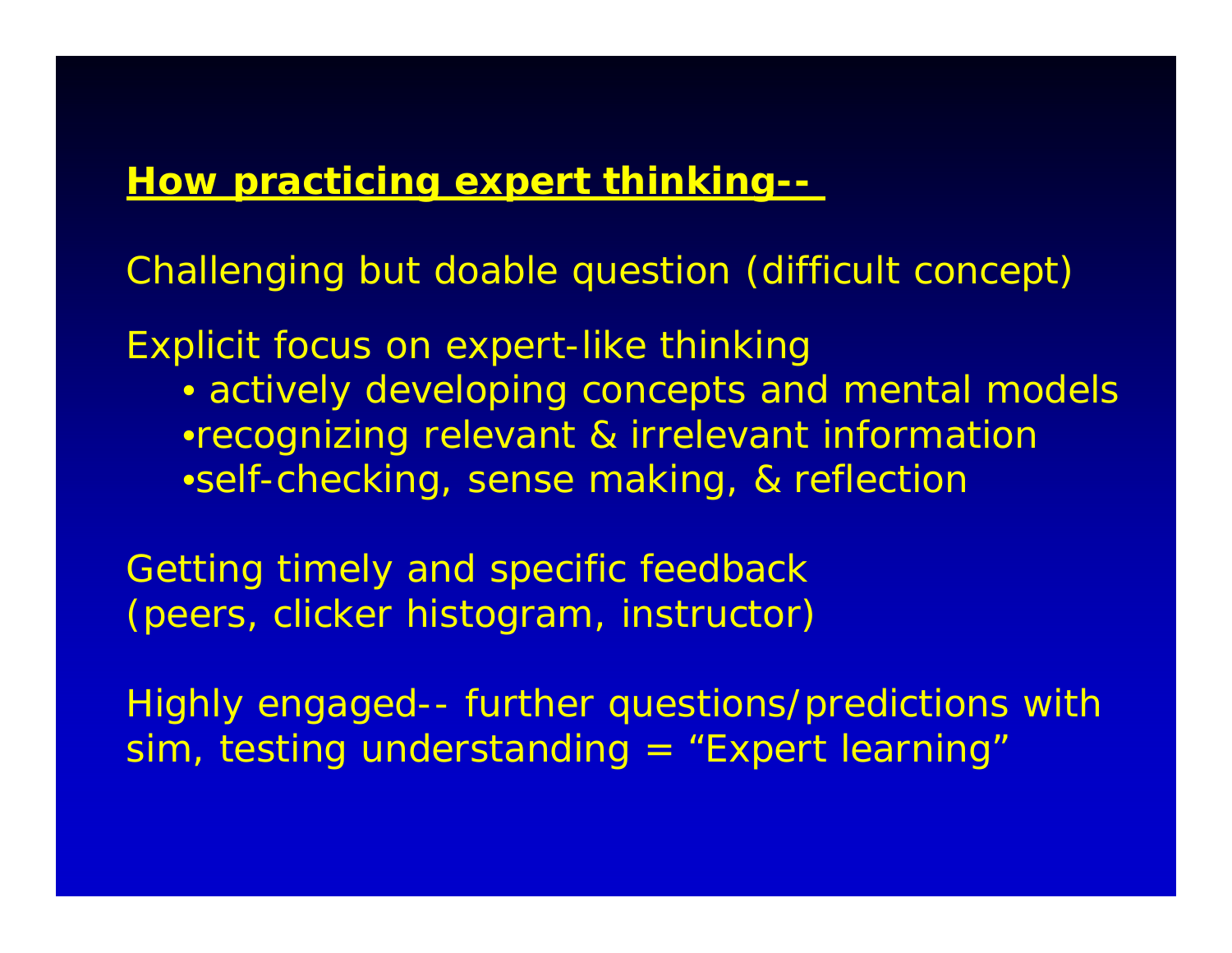**How practicing expert thinking--**

Challenging but doable question (difficult concept)

Explicit focus on expert-like thinking

- actively developing concepts and mental models
- recognizing relevant & irrelevant information
- self-checking, sense making, & reflection

Getting timely and specific feedback
(peers, clicker histogram, instructor)

Highly engaged-- further questions/predictions with sim, testing understanding = “Expert learning”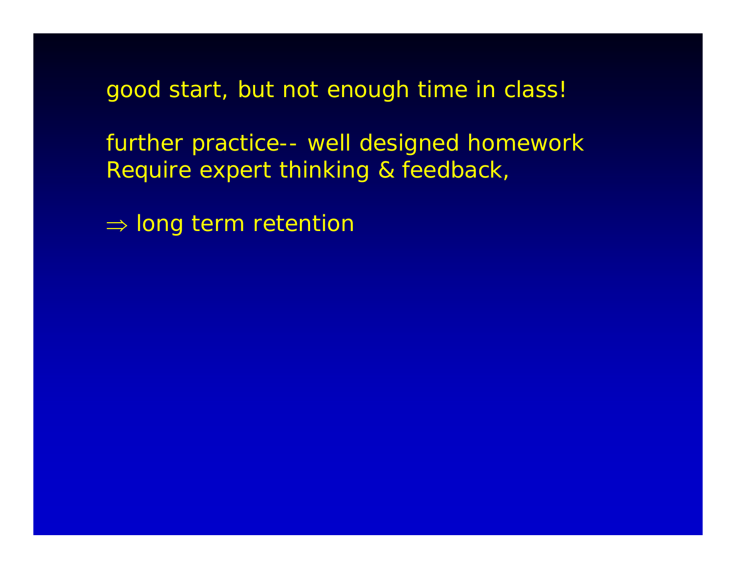good start, but not enough time in class!

further practice-- well designed homework
Require expert thinking & feedback,

$\Rightarrow$ long term retention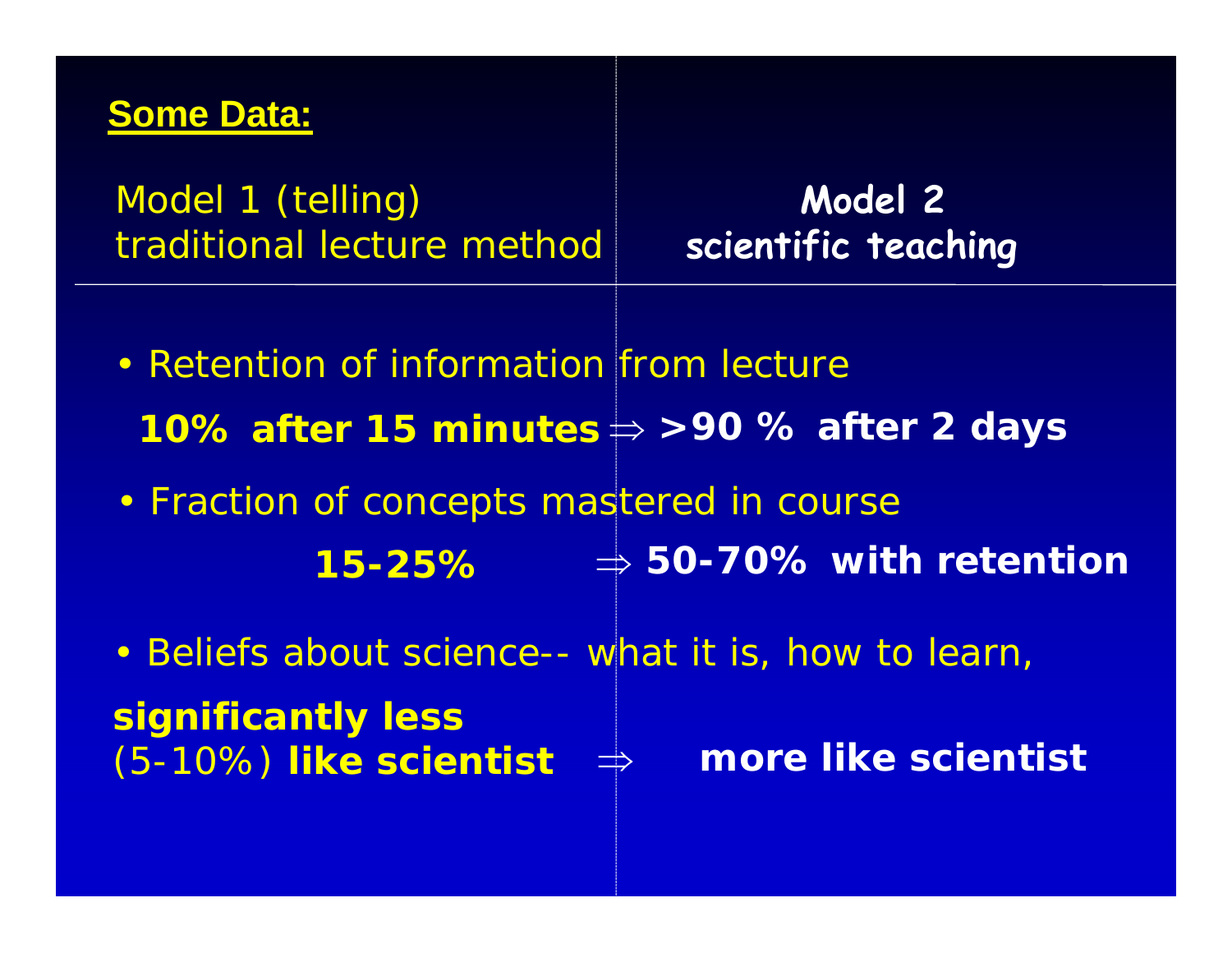**Some Data:**

| Model 1 (telling) traditional lecture method | **Model 2 scientific teaching** |
|---|---|

- Retention of information from lecture

**10% after 15 minutes** ⇒ **>90 % after 2 days**

- Fraction of concepts mastered in course

**15-25%** ⇒ **50-70% with retention**

- Beliefs about science-- what it is, how to learn,

**significantly less** (5-10%) **like scientist** ⇒ **more like scientist**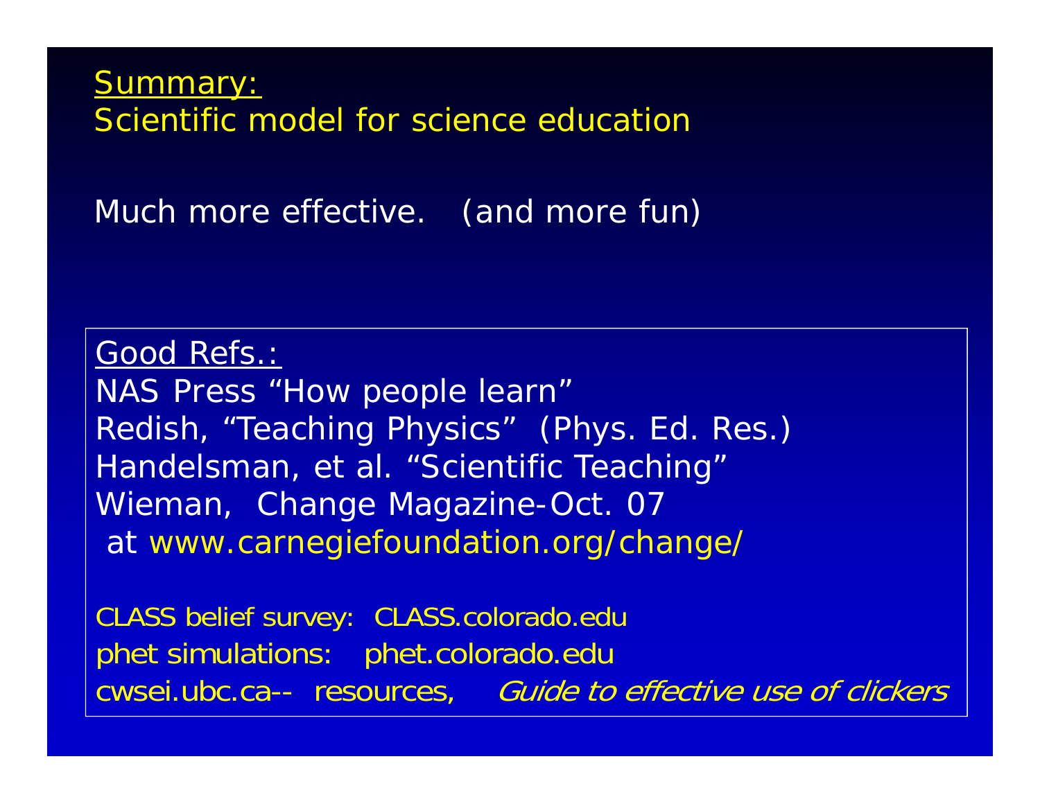Summary:
Scientific model for science education

Much more effective. (and more fun)

Good Refs.:
NAS Press "How people learn"
Redish, "Teaching Physics" (Phys. Ed. Res.)
Handelsman, et al. "Scientific Teaching"
Wieman, Change Magazine-Oct. 07
at www.carnegiefoundation.org/change/

CLASS belief survey: CLASS.colorado.edu
phet simulations: phet.colorado.edu
cwsei.ubc.ca-- resources, *Guide to effective use of clickers*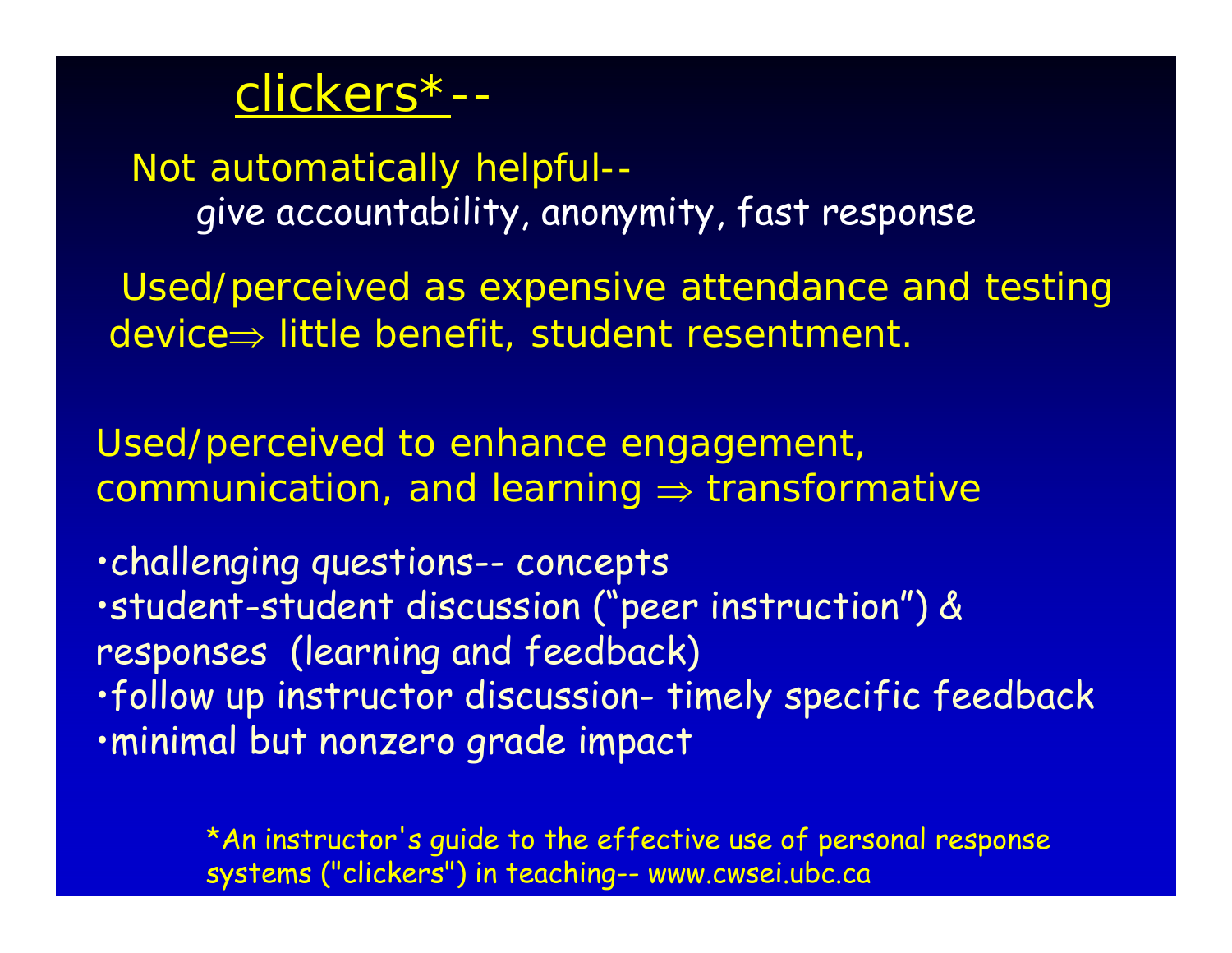# clickers*--

Not automatically helpful--

*give accountability, anonymity, fast response*

Used/perceived as expensive attendance and testing device$\Rightarrow$ little benefit, student resentment.

Used/perceived to enhance engagement, communication, and learning $\Rightarrow$ transformative

- challenging questions-- concepts
- student-student discussion ("peer instruction") & responses (learning and feedback)
- follow up instructor discussion- timely specific feedback
- minimal but nonzero grade impact

*An instructor's guide to the effective use of personal response systems ("clickers") in teaching-- www.cwsei.ubc.ca